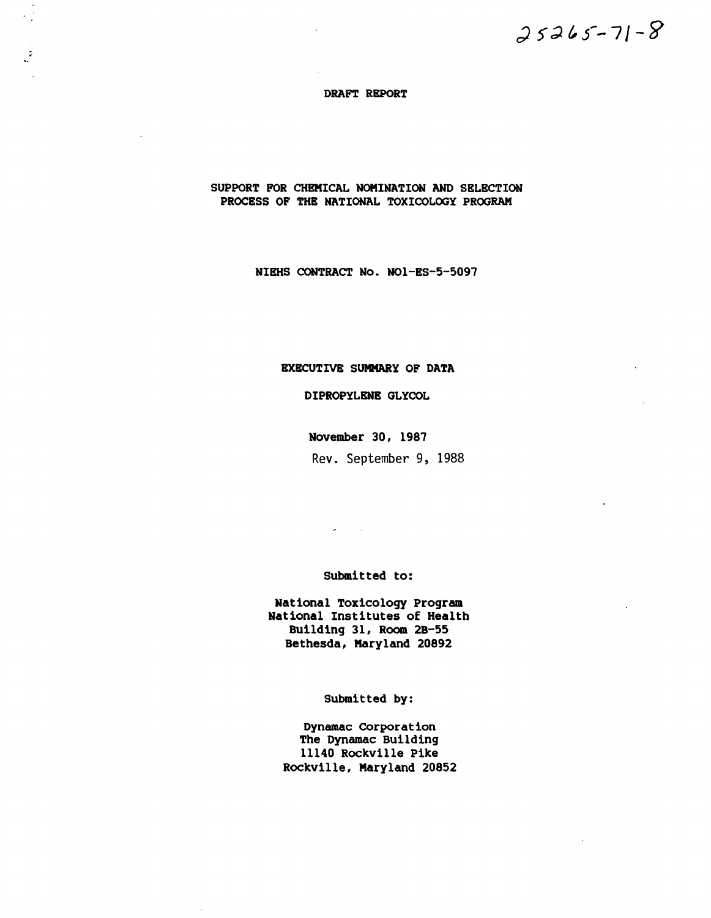25265-71-8

DRAFT REPORT

# SUPPORT FOR CHEMICAL NOMINATION AND SELECTION PROCESS OF THE NATIONAL TOXICOLOGY PROGRAM

NIEHS CONTRACT No. NO1-ES-5-5097

## EXECUTIVE SUMMARY OF DATA

## DIPROPYLENE GLYCOL

November 30, 1987

Rev. September 9, 1988

Submitted to:

National Toxicology Program
National Institutes of Health
Building 31, Room 2B-55
Bethesda, Maryland 20892

Submitted by:

Dynamac Corporation
The Dynamac Building
11140 Rockville Pike
Rockville, Maryland 20852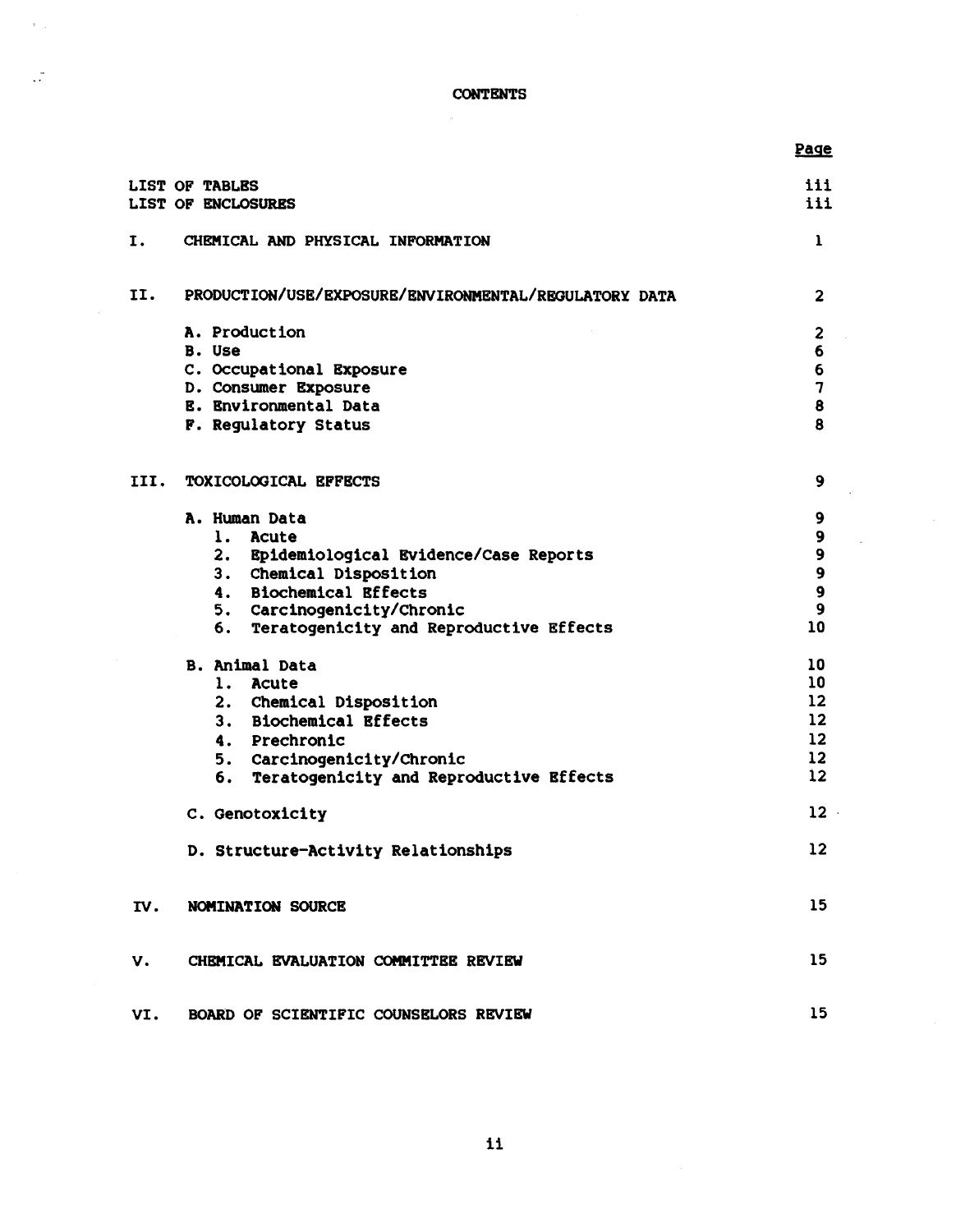# CONTENTS

| | | Page |
|---|---|---|
| LIST OF TABLES | | iii |
| LIST OF ENCLOSURES | | iii |
| I. | CHEMICAL AND PHYSICAL INFORMATION | 1 |
| II. | PRODUCTION/USE/EXPOSURE/ENVIRONMENTAL/REGULATORY DATA | 2 |
| | A. Production | 2 |
| | B. Use | 6 |
| | C. Occupational Exposure | 6 |
| | D. Consumer Exposure | 7 |
| | E. Environmental Data | 8 |
| | F. Regulatory Status | 8 |
| III. | TOXICOLOGICAL EFFECTS | 9 |
| | A. Human Data | 9 |
| | 1. Acute | 9 |
| | 2. Epidemiological Evidence/Case Reports | 9 |
| | 3. Chemical Disposition | 9 |
| | 4. Biochemical Effects | 9 |
| | 5. Carcinogenicity/Chronic | 9 |
| | 6. Teratogenicity and Reproductive Effects | 10 |
| | B. Animal Data | 10 |
| | 1. Acute | 10 |
| | 2. Chemical Disposition | 12 |
| | 3. Biochemical Effects | 12 |
| | 4. Prechronic | 12 |
| | 5. Carcinogenicity/Chronic | 12 |
| | 6. Teratogenicity and Reproductive Effects | 12 |
| | C. Genotoxicity | 12 |
| | D. Structure-Activity Relationships | 12 |
| IV. | NOMINATION SOURCE | 15 |
| V. | CHEMICAL EVALUATION COMMITTEE REVIEW | 15 |
| VI. | BOARD OF SCIENTIFIC COUNSELORS REVIEW | 15 |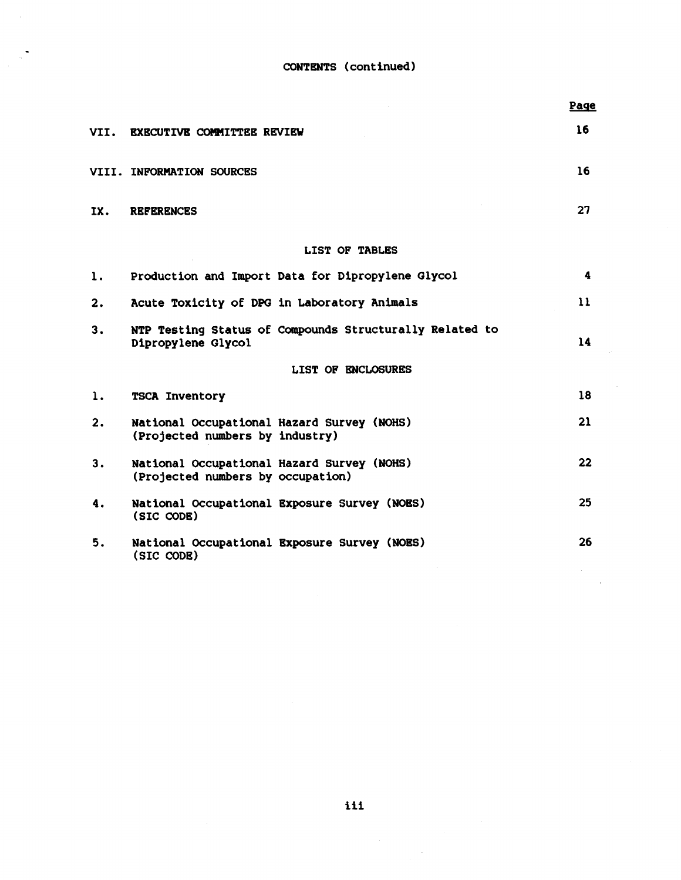CONTENTS (continued)

| | | Page |
|---|---|---|
| VII. | EXECUTIVE COMMITTEE REVIEW | 16 |
| VIII. | INFORMATION SOURCES | 16 |
| IX. | REFERENCES | 27 |

LIST OF TABLES

| | | |
|---|---|---|
| 1. | Production and Import Data for Dipropylene Glycol | 4 |
| 2. | Acute Toxicity of DPG in Laboratory Animals | 11 |
| 3. | NTP Testing Status of Compounds Structurally Related to Dipropylene Glycol | 14 |

LIST OF ENCLOSURES

| | | |
|---|---|---|
| 1. | TSCA Inventory | 18 |
| 2. | National Occupational Hazard Survey (NOHS) (Projected numbers by industry) | 21 |
| 3. | National Occupational Hazard Survey (NOHS) (Projected numbers by occupation) | 22 |
| 4. | National Occupational Exposure Survey (NOES) (SIC CODE) | 25 |
| 5. | National Occupational Exposure Survey (NOES) (SIC CODE) | 26 |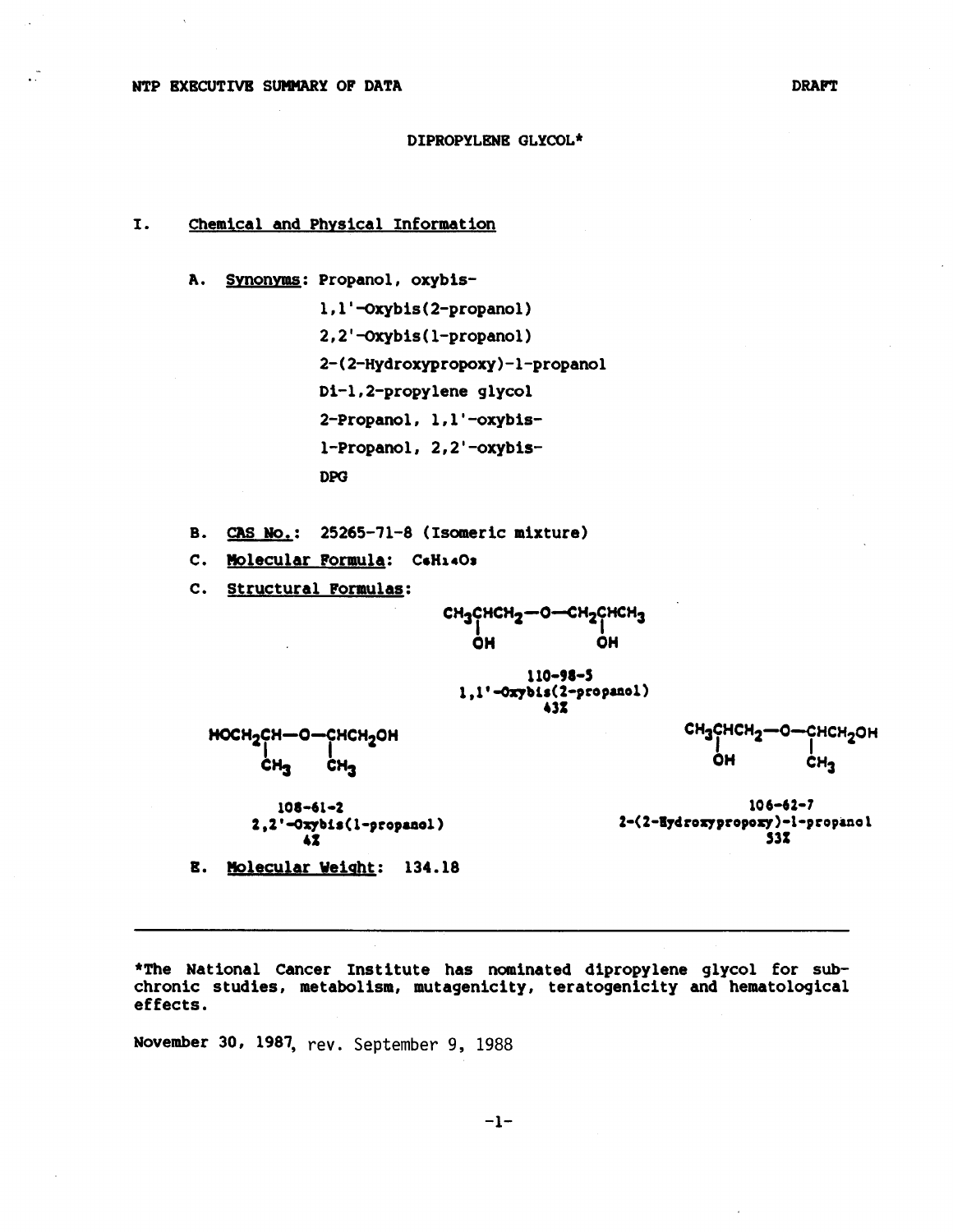NTP EXECUTIVE SUMMARY OF DATA

DRAFT

# DIPROPYLENE GLYCOL*

## I. Chemical and Physical Information

A. Synonyms: Propanol, oxybis-
  1,1'-Oxybis(2-propanol)
  2,2'-Oxybis(1-propanol)
  2-(2-Hydroxypropoxy)-1-propanol
  Di-1,2-propylene glycol
  2-Propanol, 1,1'-oxybis-
  1-Propanol, 2,2'-oxybis-
  DPG

B. CAS No.: 25265-71-8 (Isomeric mixture)

C. Molecular Formula: $C_6H_{14}O_3$

C. Structural Formulas:

$CH_3CH(OH)CH_2—O—CH_2CH(OH)CH_3$

110-98-5
1,1'-Oxybis(2-propanol)
43%

$HOCH_2CH(CH_3)—O—CH(CH_3)CH_2OH$

108-61-2
2,2'-Oxybis(1-propanol)
4%

$CH_3CH(OH)CH_2—O—CH(CH_3)CH_2OH$

106-62-7
2-(2-Hydroxypropoxy)-1-propanol
53%

E. Molecular Weight: 134.18

---

*The National Cancer Institute has nominated dipropylene glycol for subchronic studies, metabolism, mutagenicity, teratogenicity and hematological effects.

November 30, 1987, rev. September 9, 1988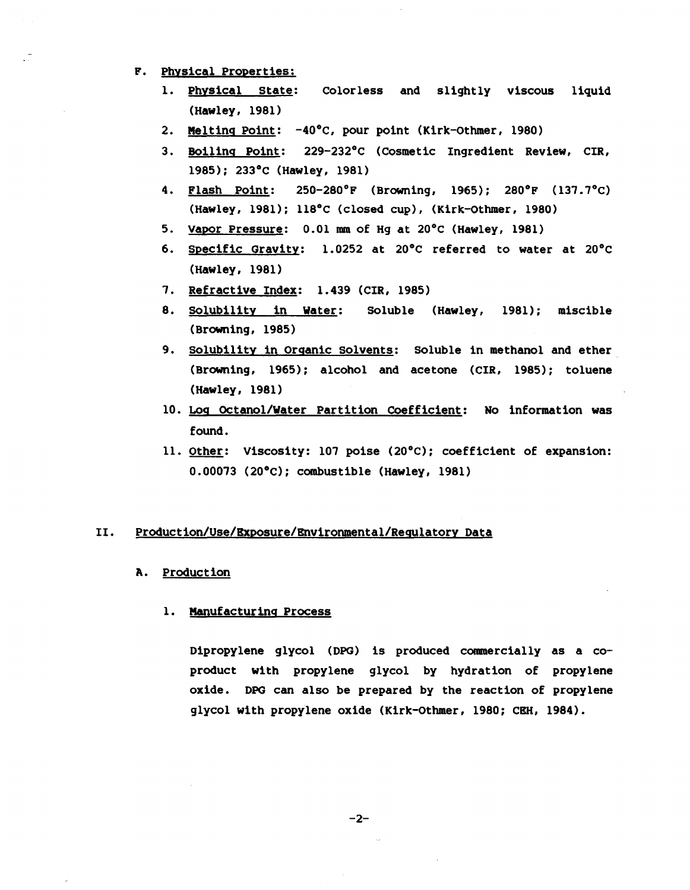F. Physical Properties:

1. Physical State: Colorless and slightly viscous liquid (Hawley, 1981)
2. Melting Point: -40°C, pour point (Kirk-Othmer, 1980)
3. Boiling Point: 229-232°C (Cosmetic Ingredient Review, CIR, 1985); 233°C (Hawley, 1981)
4. Flash Point: 250-280°F (Browning, 1965); 280°F (137.7°C) (Hawley, 1981); 118°C (closed cup), (Kirk-Othmer, 1980)
5. Vapor Pressure: 0.01 mm of Hg at 20°C (Hawley, 1981)
6. Specific Gravity: 1.0252 at 20°C referred to water at 20°C (Hawley, 1981)
7. Refractive Index: 1.439 (CIR, 1985)
8. Solubility in Water: Soluble (Hawley, 1981); miscible (Browning, 1985)
9. Solubility in Organic Solvents: Soluble in methanol and ether (Browning, 1965); alcohol and acetone (CIR, 1985); toluene (Hawley, 1981)
10. Log Octanol/Water Partition Coefficient: No information was found.
11. Other: Viscosity: 107 poise (20°C); coefficient of expansion: 0.00073 (20°C); combustible (Hawley, 1981)

## II. Production/Use/Exposure/Environmental/Regulatory Data

### A. Production

#### 1. Manufacturing Process

Dipropylene glycol (DPG) is produced commercially as a co-product with propylene glycol by hydration of propylene oxide. DPG can also be prepared by the reaction of propylene glycol with propylene oxide (Kirk-Othmer, 1980; CEH, 1984).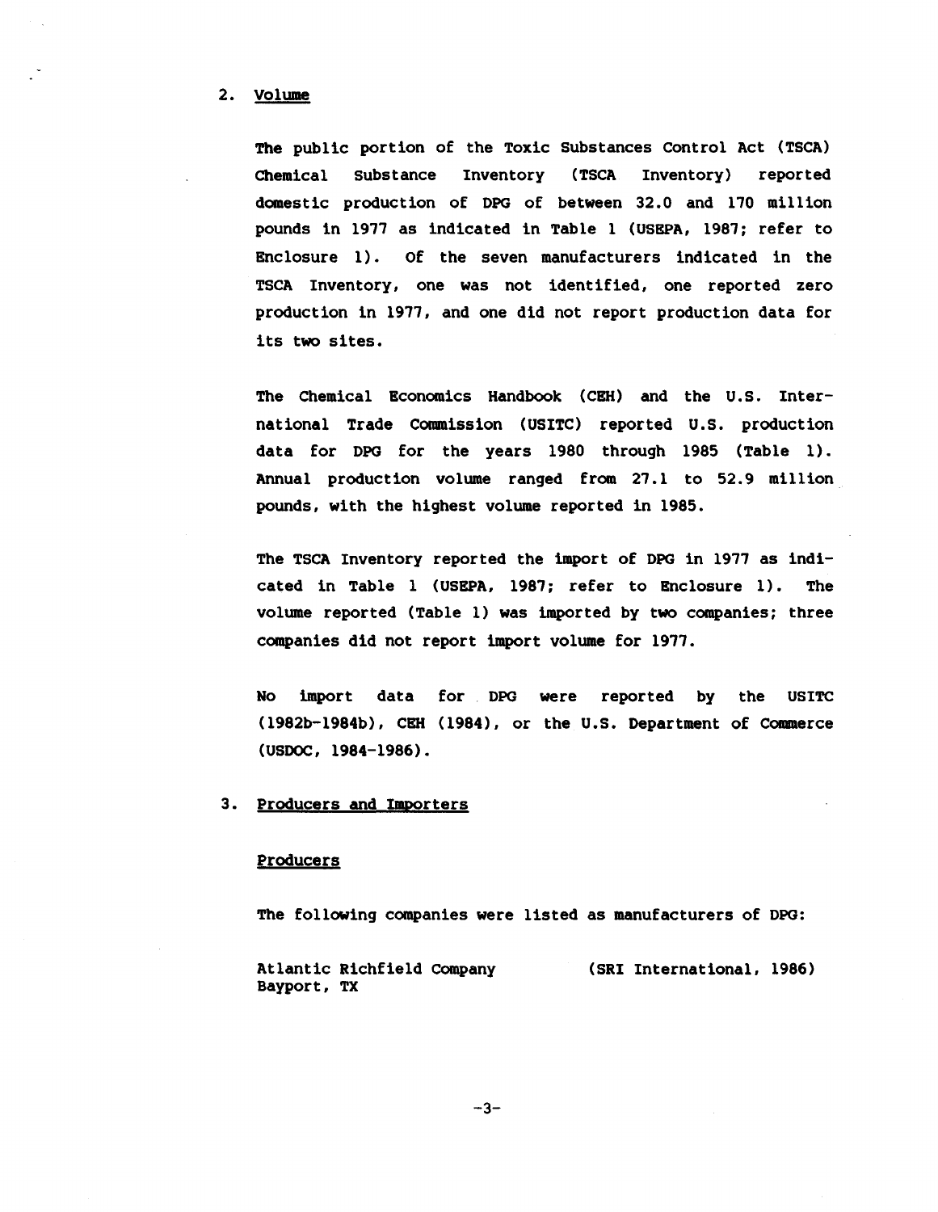2. Volume

The public portion of the Toxic Substances Control Act (TSCA) Chemical Substance Inventory (TSCA Inventory) reported domestic production of DPG of between 32.0 and 170 million pounds in 1977 as indicated in Table 1 (USEPA, 1987; refer to Enclosure 1). Of the seven manufacturers indicated in the TSCA Inventory, one was not identified, one reported zero production in 1977, and one did not report production data for its two sites.

The Chemical Economics Handbook (CEH) and the U.S. International Trade Commission (USITC) reported U.S. production data for DPG for the years 1980 through 1985 (Table 1). Annual production volume ranged from 27.1 to 52.9 million pounds, with the highest volume reported in 1985.

The TSCA Inventory reported the import of DPG in 1977 as indicated in Table 1 (USEPA, 1987; refer to Enclosure 1). The volume reported (Table 1) was imported by two companies; three companies did not report import volume for 1977.

No import data for DPG were reported by the USITC (1982b-1984b), CEH (1984), or the U.S. Department of Commerce (USDOC, 1984-1986).

3. Producers and Importers

Producers

The following companies were listed as manufacturers of DPG:

Atlantic Richfield Company (SRI International, 1986)
Bayport, TX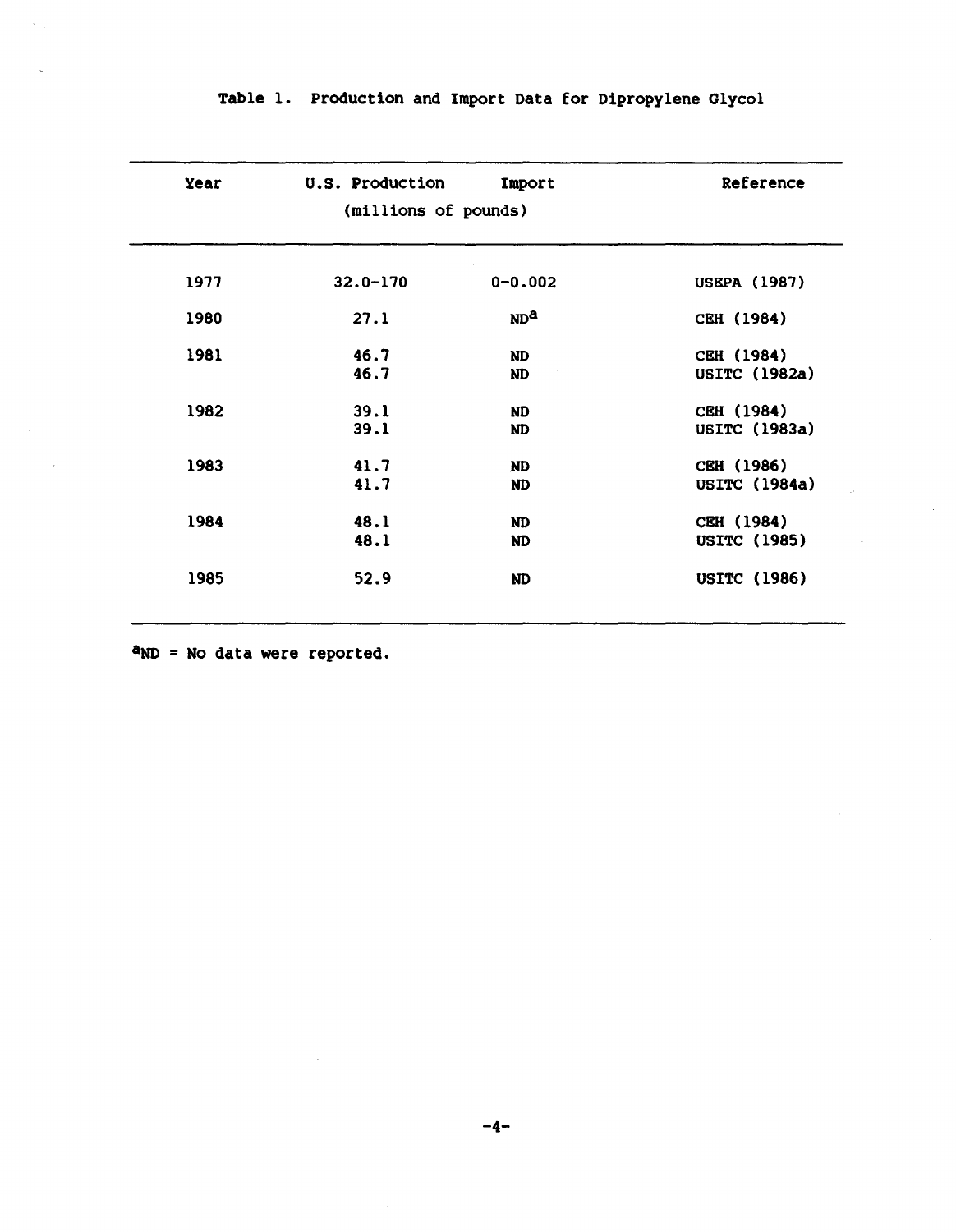Table 1. Production and Import Data for Dipropylene Glycol

| Year | U.S. Production (millions of pounds) | Import (millions of pounds) | Reference |
|---|---|---|---|
| 1977 | 32.0-170 | 0-0.002 | USEPA (1987) |
| 1980 | 27.1 | ND[a] | CEH (1984) |
| 1981 | 46.7 | ND | CEH (1984) |
| | 46.7 | ND | USITC (1982a) |
| 1982 | 39.1 | ND | CEH (1984) |
| | 39.1 | ND | USITC (1983a) |
| 1983 | 41.7 | ND | CEH (1986) |
| | 41.7 | ND | USITC (1984a) |
| 1984 | 48.1 | ND | CEH (1984) |
| | 48.1 | ND | USITC (1985) |
| 1985 | 52.9 | ND | USITC (1986) |

[a]ND = No data were reported.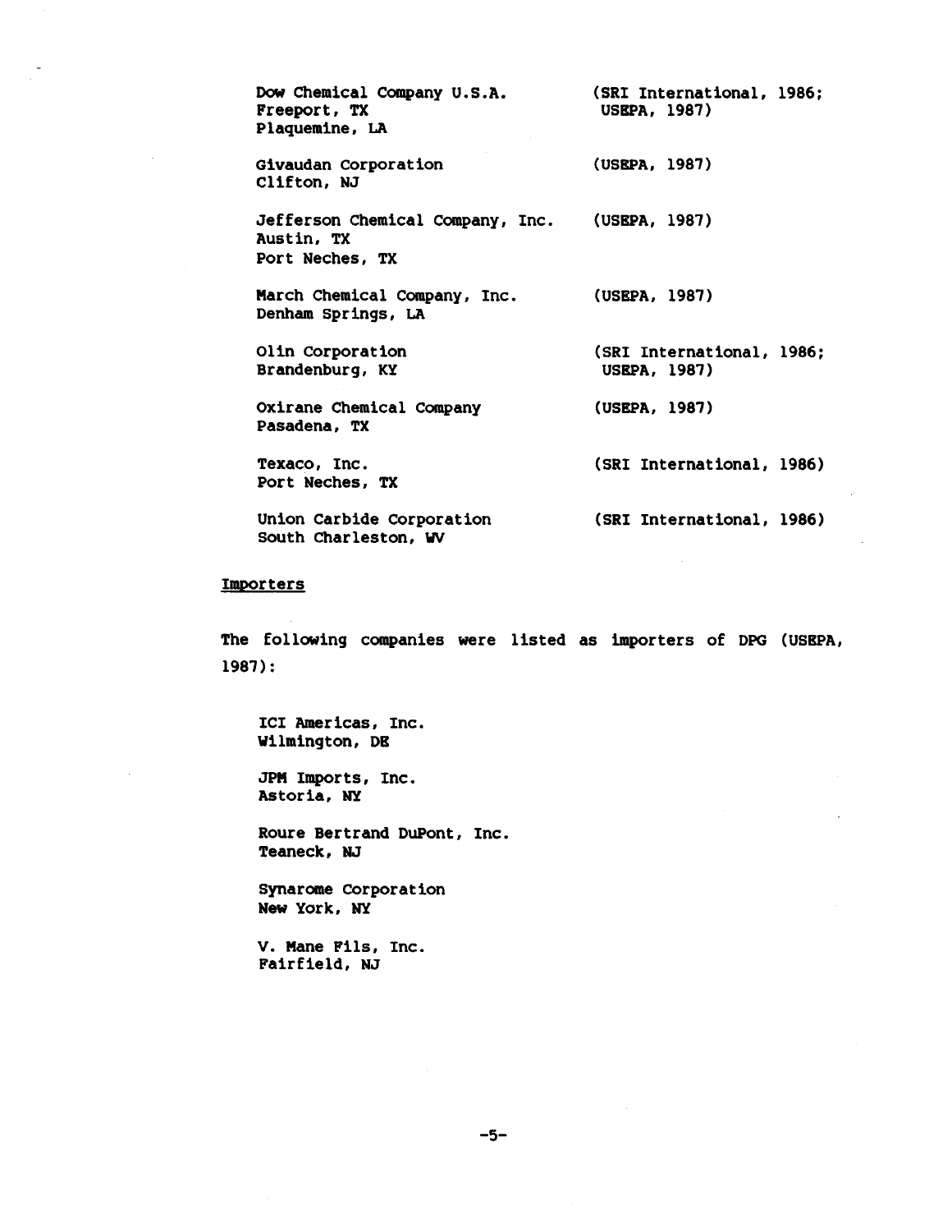| | |
|---|---|
| Dow Chemical Company U.S.A.<br>Freeport, TX<br>Plaquemine, LA | (SRI International, 1986;<br>USEPA, 1987) |
| Givaudan Corporation<br>Clifton, NJ | (USEPA, 1987) |
| Jefferson Chemical Company, Inc.<br>Austin, TX<br>Port Neches, TX | (USEPA, 1987) |
| March Chemical Company, Inc.<br>Denham Springs, LA | (USEPA, 1987) |
| Olin Corporation<br>Brandenburg, KY | (SRI International, 1986;<br>USEPA, 1987) |
| Oxirane Chemical Company<br>Pasadena, TX | (USEPA, 1987) |
| Texaco, Inc.<br>Port Neches, TX | (SRI International, 1986) |
| Union Carbide Corporation<br>South Charleston, WV | (SRI International, 1986) |

<u>Importers</u>

The following companies were listed as importers of DPG (USEPA, 1987):

ICI Americas, Inc.
Wilmington, DE

JPM Imports, Inc.
Astoria, NY

Roure Bertrand DuPont, Inc.
Teaneck, NJ

Synarome Corporation
New York, NY

V. Mane Fils, Inc.
Fairfield, NJ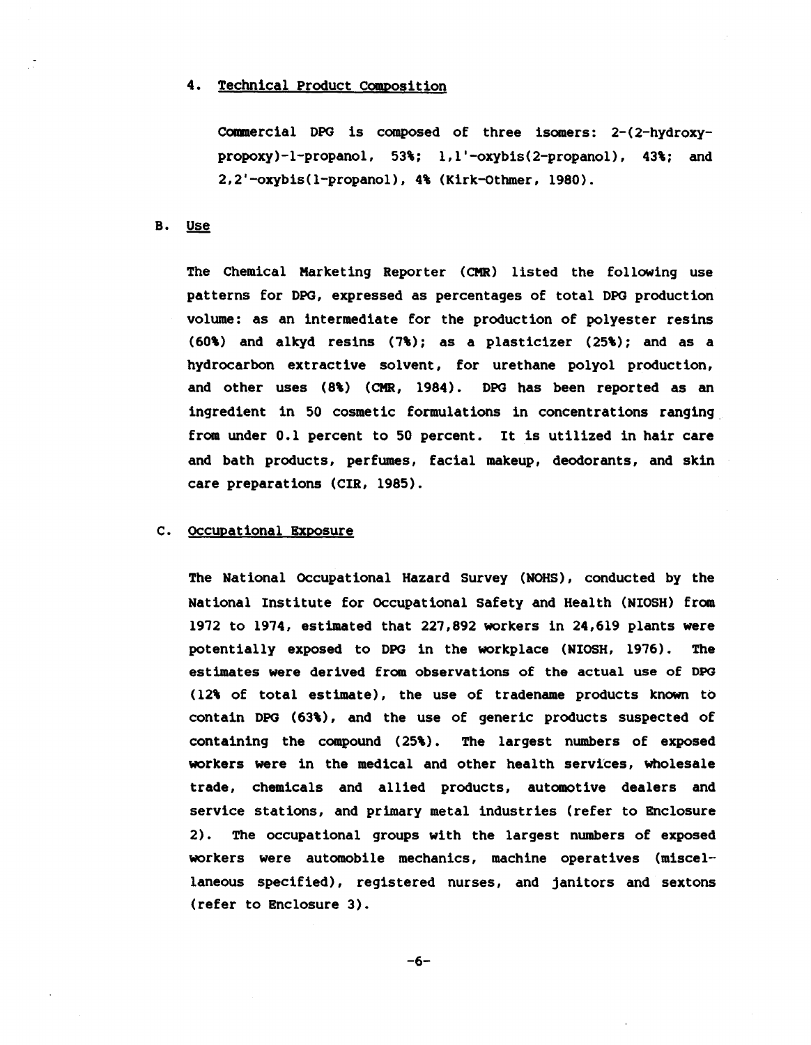#### 4. Technical Product Composition

Commercial DPG is composed of three isomers: 2-(2-hydroxy-propoxy)-1-propanol, 53%; 1,1'-oxybis(2-propanol), 43%; and 2,2'-oxybis(1-propanol), 4% (Kirk-Othmer, 1980).

### B. Use

The Chemical Marketing Reporter (CMR) listed the following use patterns for DPG, expressed as percentages of total DPG production volume: as an intermediate for the production of polyester resins (60%) and alkyd resins (7%); as a plasticizer (25%); and as a hydrocarbon extractive solvent, for urethane polyol production, and other uses (8%) (CMR, 1984). DPG has been reported as an ingredient in 50 cosmetic formulations in concentrations ranging from under 0.1 percent to 50 percent. It is utilized in hair care and bath products, perfumes, facial makeup, deodorants, and skin care preparations (CIR, 1985).

### C. Occupational Exposure

The National Occupational Hazard Survey (NOHS), conducted by the National Institute for Occupational Safety and Health (NIOSH) from 1972 to 1974, estimated that 227,892 workers in 24,619 plants were potentially exposed to DPG in the workplace (NIOSH, 1976). The estimates were derived from observations of the actual use of DPG (12% of total estimate), the use of tradename products known to contain DPG (63%), and the use of generic products suspected of containing the compound (25%). The largest numbers of exposed workers were in the medical and other health services, wholesale trade, chemicals and allied products, automotive dealers and service stations, and primary metal industries (refer to Enclosure 2). The occupational groups with the largest numbers of exposed workers were automobile mechanics, machine operatives (miscellaneous specified), registered nurses, and janitors and sextons (refer to Enclosure 3).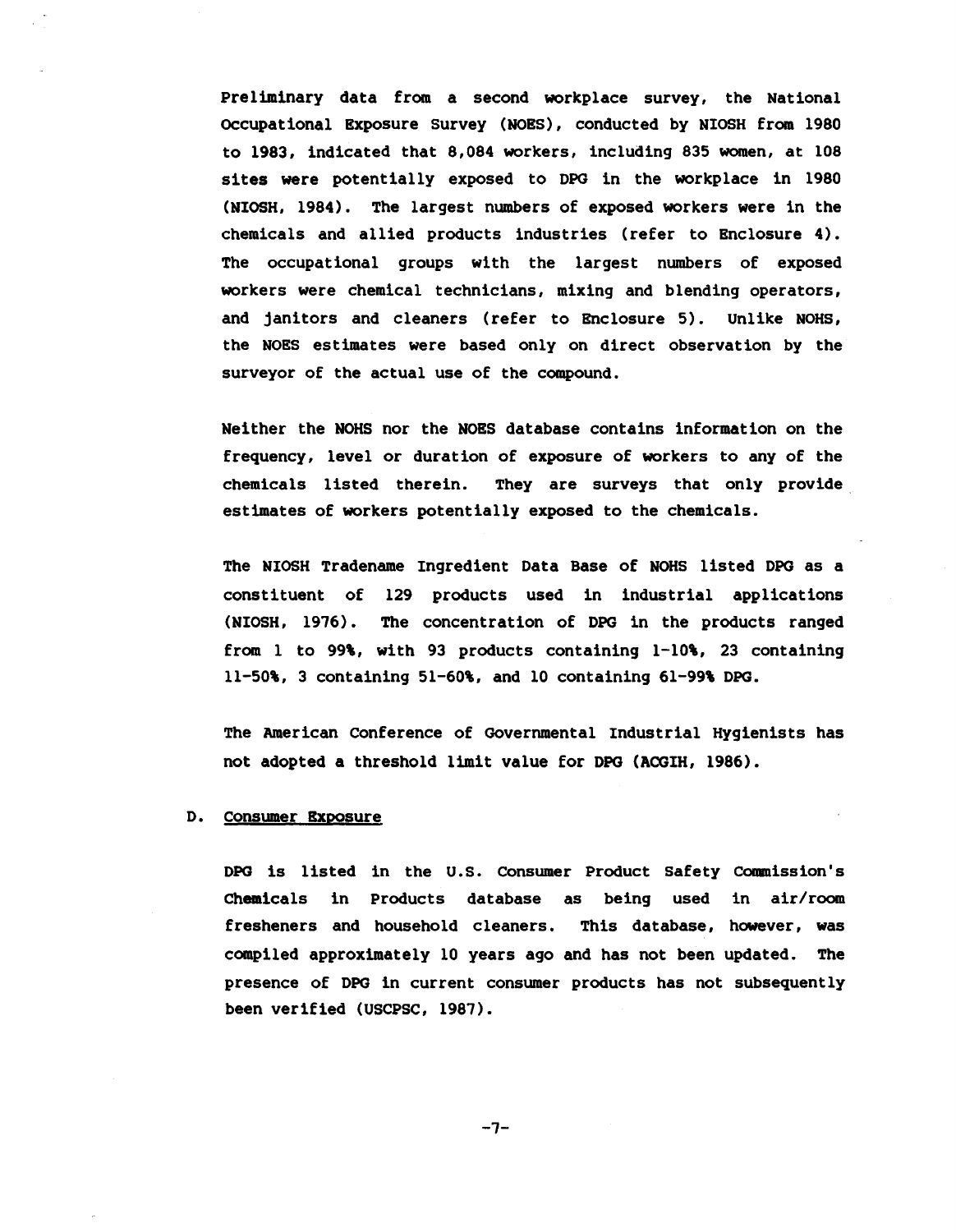Preliminary data from a second workplace survey, the National Occupational Exposure Survey (NOES), conducted by NIOSH from 1980 to 1983, indicated that 8,084 workers, including 835 women, at 108 sites were potentially exposed to DPG in the workplace in 1980 (NIOSH, 1984). The largest numbers of exposed workers were in the chemicals and allied products industries (refer to Enclosure 4). The occupational groups with the largest numbers of exposed workers were chemical technicians, mixing and blending operators, and janitors and cleaners (refer to Enclosure 5). Unlike NOHS, the NOES estimates were based only on direct observation by the surveyor of the actual use of the compound.

Neither the NOHS nor the NOES database contains information on the frequency, level or duration of exposure of workers to any of the chemicals listed therein. They are surveys that only provide estimates of workers potentially exposed to the chemicals.

The NIOSH Tradename Ingredient Data Base of NOHS listed DPG as a constituent of 129 products used in industrial applications (NIOSH, 1976). The concentration of DPG in the products ranged from 1 to 99%, with 93 products containing 1-10%, 23 containing 11-50%, 3 containing 51-60%, and 10 containing 61-99% DPG.

The American Conference of Governmental Industrial Hygienists has not adopted a threshold limit value for DPG (ACGIH, 1986).

## D. Consumer Exposure

DPG is listed in the U.S. Consumer Product Safety Commission's Chemicals in Products database as being used in air/room fresheners and household cleaners. This database, however, was compiled approximately 10 years ago and has not been updated. The presence of DPG in current consumer products has not subsequently been verified (USCPSC, 1987).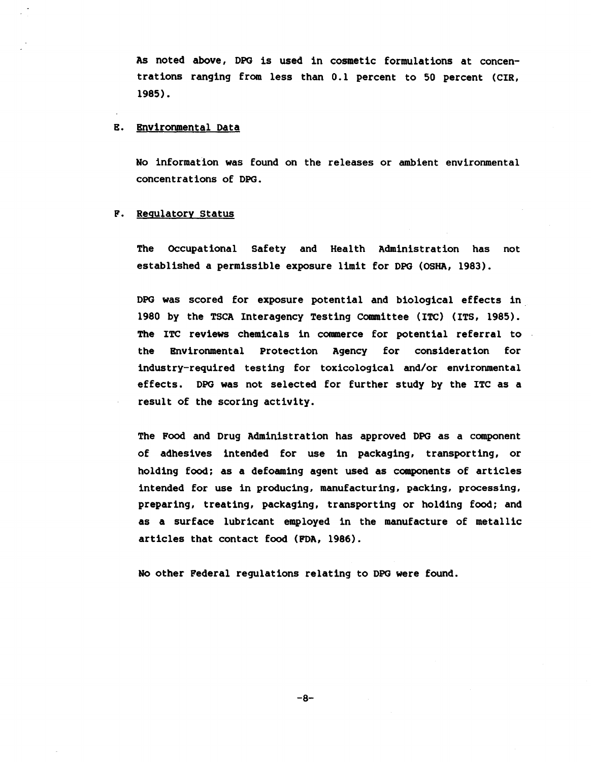As noted above, DPG is used in cosmetic formulations at concentrations ranging from less than 0.1 percent to 50 percent (CIR, 1985).

## E. Environmental Data

No information was found on the releases or ambient environmental concentrations of DPG.

## F. Regulatory Status

The Occupational Safety and Health Administration has not established a permissible exposure limit for DPG (OSHA, 1983).

DPG was scored for exposure potential and biological effects in 1980 by the TSCA Interagency Testing Committee (ITC) (ITS, 1985). The ITC reviews chemicals in commerce for potential referral to the Environmental Protection Agency for consideration for industry-required testing for toxicological and/or environmental effects. DPG was not selected for further study by the ITC as a result of the scoring activity.

The Food and Drug Administration has approved DPG as a component of adhesives intended for use in packaging, transporting, or holding food; as a defoaming agent used as components of articles intended for use in producing, manufacturing, packing, processing, preparing, treating, packaging, transporting or holding food; and as a surface lubricant employed in the manufacture of metallic articles that contact food (FDA, 1986).

No other Federal regulations relating to DPG were found.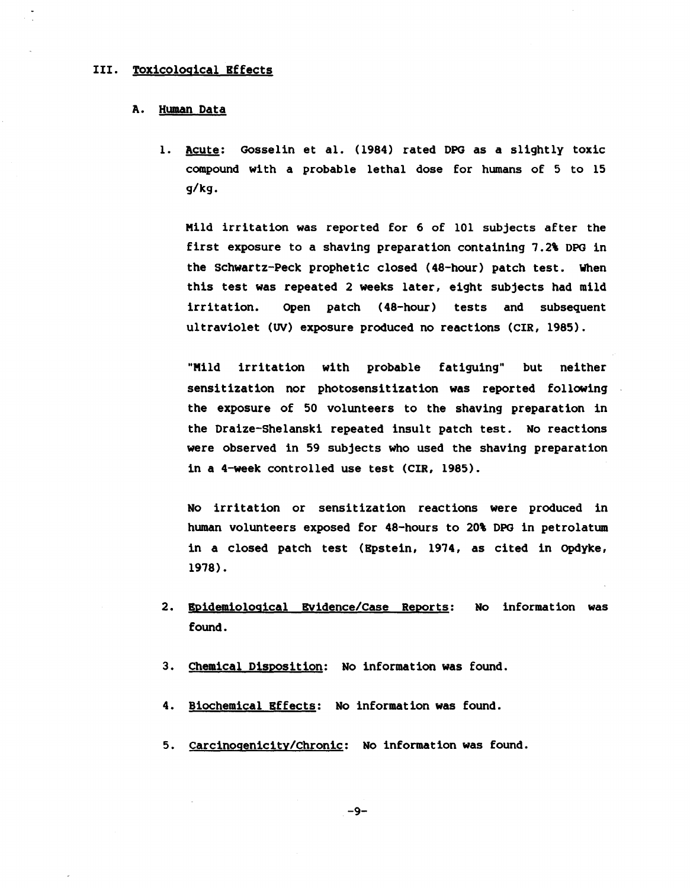## III. Toxicological Effects

### A. Human Data

1. Acute: Gosselin et al. (1984) rated DPG as a slightly toxic compound with a probable lethal dose for humans of 5 to 15 g/kg.

   Mild irritation was reported for 6 of 101 subjects after the first exposure to a shaving preparation containing 7.2% DPG in the Schwartz-Peck prophetic closed (48-hour) patch test. When this test was repeated 2 weeks later, eight subjects had mild irritation. Open patch (48-hour) tests and subsequent ultraviolet (UV) exposure produced no reactions (CIR, 1985).

   "Mild irritation with probable fatiguing" but neither sensitization nor photosensitization was reported following the exposure of 50 volunteers to the shaving preparation in the Draize-Shelanski repeated insult patch test. No reactions were observed in 59 subjects who used the shaving preparation in a 4-week controlled use test (CIR, 1985).

   No irritation or sensitization reactions were produced in human volunteers exposed for 48-hours to 20% DPG in petrolatum in a closed patch test (Epstein, 1974, as cited in Opdyke, 1978).

2. Epidemiological Evidence/Case Reports: No information was found.

3. Chemical Disposition: No information was found.

4. Biochemical Effects: No information was found.

5. Carcinogenicity/Chronic: No information was found.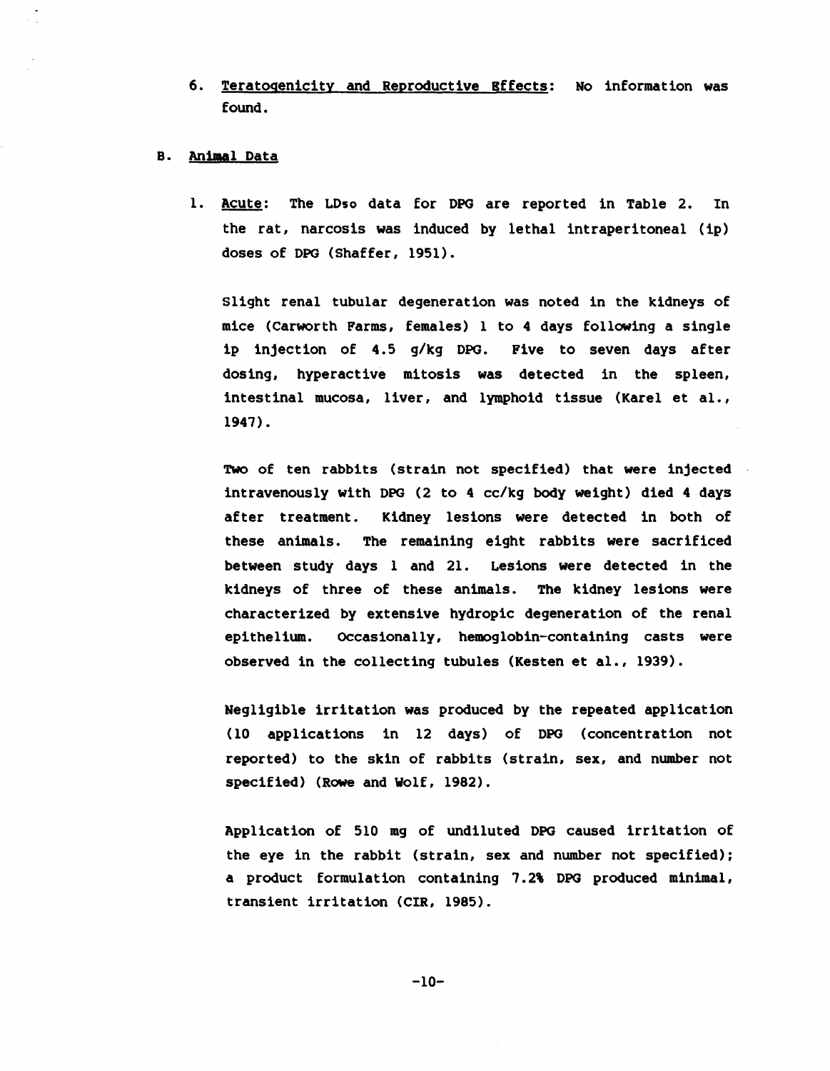6. Teratogenicity and Reproductive Effects: No information was found.

B. Animal Data

1. Acute: The $LD_{50}$ data for DPG are reported in Table 2. In the rat, narcosis was induced by lethal intraperitoneal (ip) doses of DPG (Shaffer, 1951).

   Slight renal tubular degeneration was noted in the kidneys of mice (Carworth Farms, females) 1 to 4 days following a single ip injection of 4.5 g/kg DPG. Five to seven days after dosing, hyperactive mitosis was detected in the spleen, intestinal mucosa, liver, and lymphoid tissue (Karel et al., 1947).

   Two of ten rabbits (strain not specified) that were injected intravenously with DPG (2 to 4 cc/kg body weight) died 4 days after treatment. Kidney lesions were detected in both of these animals. The remaining eight rabbits were sacrificed between study days 1 and 21. Lesions were detected in the kidneys of three of these animals. The kidney lesions were characterized by extensive hydropic degeneration of the renal epithelium. Occasionally, hemoglobin-containing casts were observed in the collecting tubules (Kesten et al., 1939).

   Negligible irritation was produced by the repeated application (10 applications in 12 days) of DPG (concentration not reported) to the skin of rabbits (strain, sex, and number not specified) (Rowe and Wolf, 1982).

   Application of 510 mg of undiluted DPG caused irritation of the eye in the rabbit (strain, sex and number not specified); a product formulation containing 7.2% DPG produced minimal, transient irritation (CIR, 1985).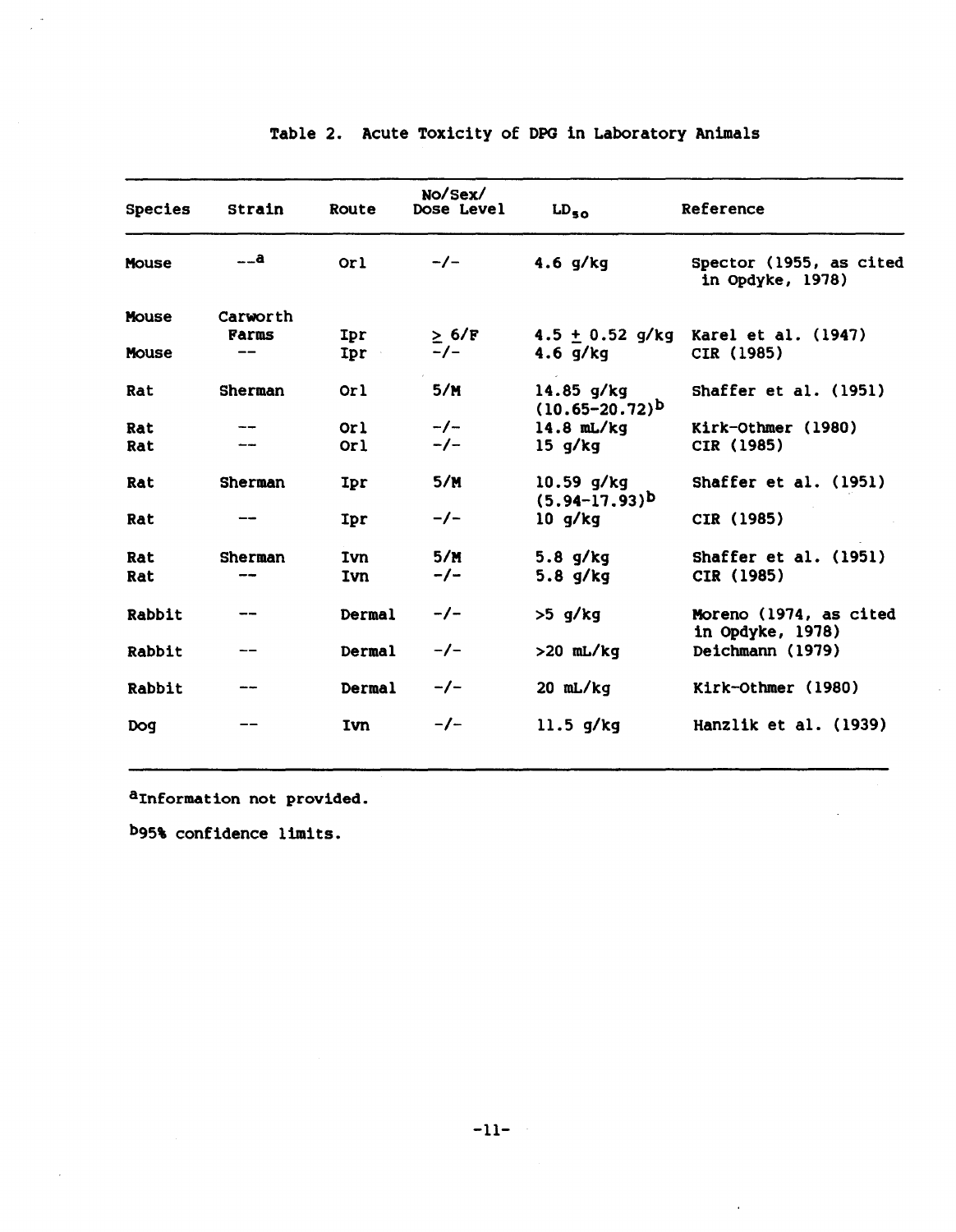Table 2. Acute Toxicity of DPG in Laboratory Animals

| Species | Strain | Route | No/Sex/ Dose Level | $LD_{50}$ | Reference |
|---|---|---|---|---|---|
| Mouse | --[a] | Orl | -/- | 4.6 g/kg | Spector (1955, as cited in Opdyke, 1978) |
| Mouse | Carworth Farms | Ipr | ≥ 6/F | 4.5 ± 0.52 g/kg | Karel et al. (1947) |
| Mouse | -- | Ipr | -/- | 4.6 g/kg | CIR (1985) |
| Rat | Sherman | Orl | 5/M | 14.85 g/kg (10.65-20.72)[b] | Shaffer et al. (1951) |
| Rat | -- | Orl | -/- | 14.8 mL/kg | Kirk-Othmer (1980) |
| Rat | -- | Orl | -/- | 15 g/kg | CIR (1985) |
| Rat | Sherman | Ipr | 5/M | 10.59 g/kg (5.94-17.93)[b] | Shaffer et al. (1951) |
| Rat | -- | Ipr | -/- | 10 g/kg | CIR (1985) |
| Rat | Sherman | Ivn | 5/M | 5.8 g/kg | Shaffer et al. (1951) |
| Rat | -- | Ivn | -/- | 5.8 g/kg | CIR (1985) |
| Rabbit | -- | Dermal | -/- | >5 g/kg | Moreno (1974, as cited in Opdyke, 1978) |
| Rabbit | -- | Dermal | -/- | >20 mL/kg | Deichmann (1979) |
| Rabbit | -- | Dermal | -/- | 20 mL/kg | Kirk-Othmer (1980) |
| Dog | -- | Ivn | -/- | 11.5 g/kg | Hanzlik et al. (1939) |

[a]Information not provided.

[b]95% confidence limits.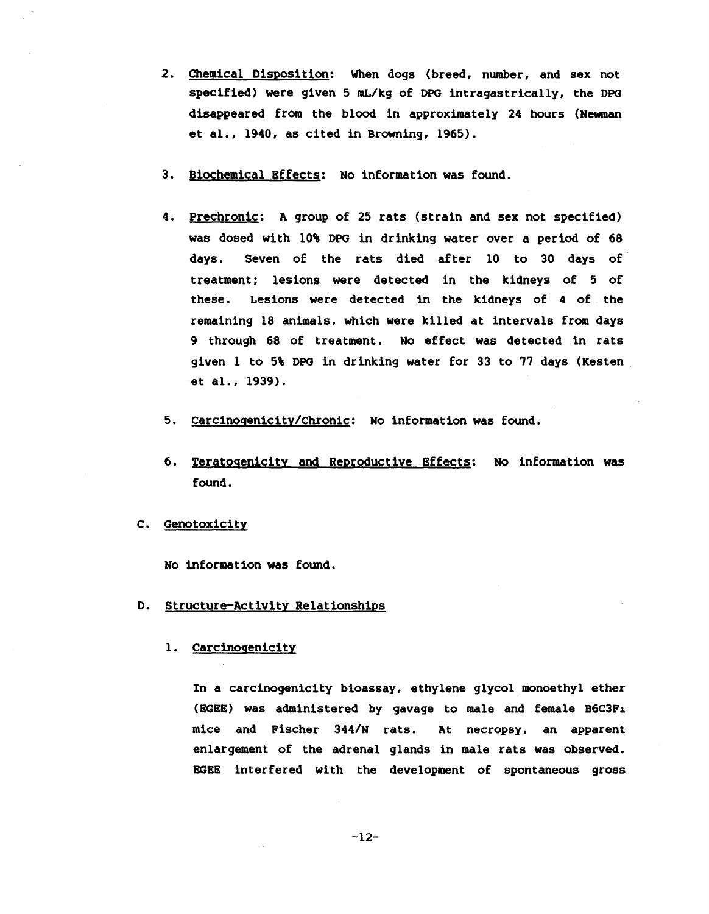2. Chemical Disposition: When dogs (breed, number, and sex not specified) were given 5 mL/kg of DPG intragastrically, the DPG disappeared from the blood in approximately 24 hours (Newman et al., 1940, as cited in Browning, 1965).

3. Biochemical Effects: No information was found.

4. Prechronic: A group of 25 rats (strain and sex not specified) was dosed with 10% DPG in drinking water over a period of 68 days. Seven of the rats died after 10 to 30 days of treatment; lesions were detected in the kidneys of 5 of these. Lesions were detected in the kidneys of 4 of the remaining 18 animals, which were killed at intervals from days 9 through 68 of treatment. No effect was detected in rats given 1 to 5% DPG in drinking water for 33 to 77 days (Kesten et al., 1939).

5. Carcinogenicity/Chronic: No information was found.

6. Teratogenicity and Reproductive Effects: No information was found.

## C. Genotoxicity

No information was found.

## D. Structure-Activity Relationships

### 1. Carcinogenicity

In a carcinogenicity bioassay, ethylene glycol monoethyl ether (EGEE) was administered by gavage to male and female $B6C3F_1$ mice and Fischer 344/N rats. At necropsy, an apparent enlargement of the adrenal glands in male rats was observed. EGEE interfered with the development of spontaneous gross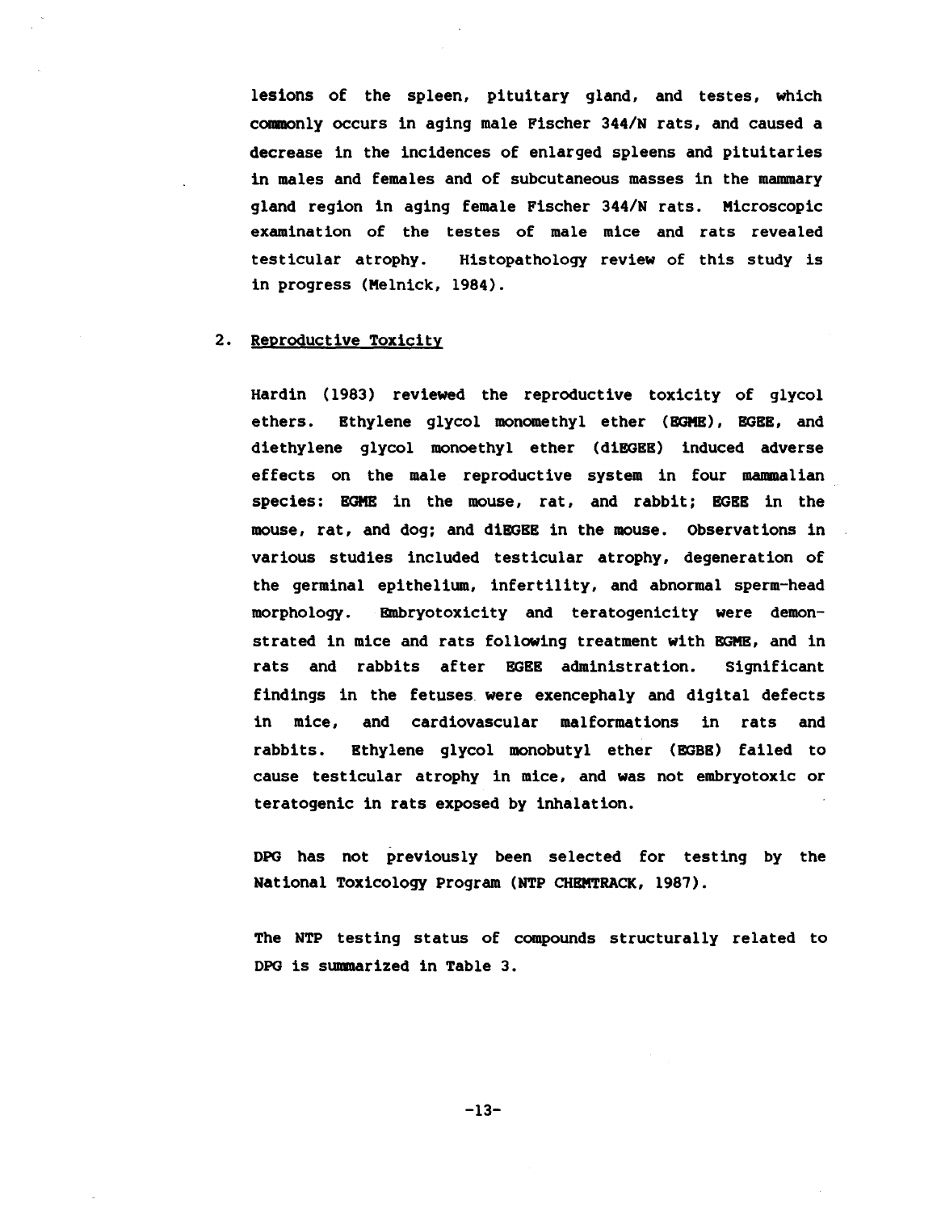lesions of the spleen, pituitary gland, and testes, which commonly occurs in aging male Fischer 344/N rats, and caused a decrease in the incidences of enlarged spleens and pituitaries in males and females and of subcutaneous masses in the mammary gland region in aging female Fischer 344/N rats. Microscopic examination of the testes of male mice and rats revealed testicular atrophy. Histopathology review of this study is in progress (Melnick, 1984).

2. Reproductive Toxicity

Hardin (1983) reviewed the reproductive toxicity of glycol ethers. Ethylene glycol monomethyl ether (EGME), EGEE, and diethylene glycol monoethyl ether (diEGEE) induced adverse effects on the male reproductive system in four mammalian species: EGME in the mouse, rat, and rabbit; EGEE in the mouse, rat, and dog; and diEGEE in the mouse. Observations in various studies included testicular atrophy, degeneration of the germinal epithelium, infertility, and abnormal sperm-head morphology. Embryotoxicity and teratogenicity were demonstrated in mice and rats following treatment with EGME, and in rats and rabbits after EGEE administration. Significant findings in the fetuses were exencephaly and digital defects in mice, and cardiovascular malformations in rats and rabbits. Ethylene glycol monobutyl ether (EGBE) failed to cause testicular atrophy in mice, and was not embryotoxic or teratogenic in rats exposed by inhalation.

DPG has not previously been selected for testing by the National Toxicology Program (NTP CHEMTRACK, 1987).

The NTP testing status of compounds structurally related to DPG is summarized in Table 3.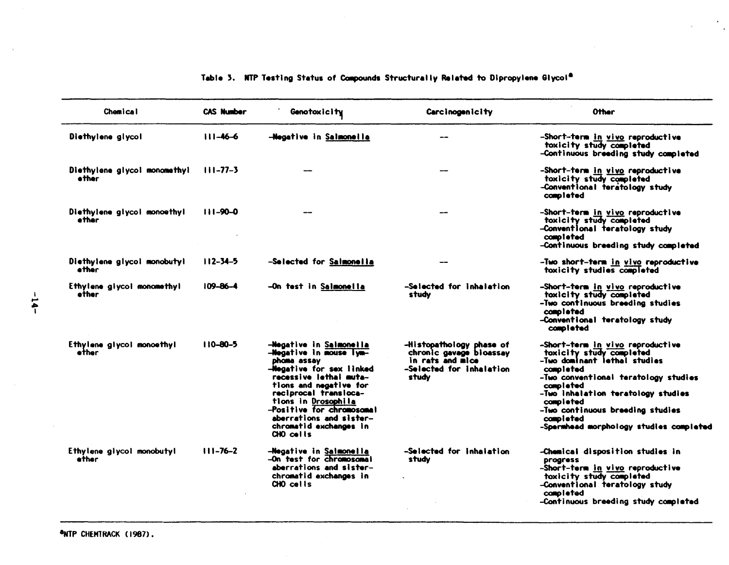Table 3. NTP Testing Status of Compounds Structurally Related to Dipropylene Glycol[a]

| Chemical | CAS Number | Genotoxicity | Carcinogenicity | Other |
|---|---|---|---|---|
| Diethylene glycol | 111-46-6 | -Negative in Salmonella | -- | -Short-term in vivo reproductive toxicity study completed<br>-Continuous breeding study completed |
| Diethylene glycol monomethyl ether | 111-77-3 | -- | -- | -Short-term in vivo reproductive toxicity study completed<br>-Conventional teratology study completed |
| Diethylene glycol monoethyl ether | 111-90-0 | -- | -- | -Short-term in vivo reproductive toxicity study completed<br>-Conventional teratology study completed<br>-Continuous breeding study completed |
| Diethylene glycol monobutyl ether | 112-34-5 | -Selected for Salmonella | -- | -Two short-term in vivo reproductive toxicity studies completed |
| Ethylene glycol monomethyl ether | 109-86-4 | -On test in Salmonella | -Selected for inhalation study | -Short-term in vivo reproductive toxicity study completed<br>-Two continuous breeding studies completed<br>-Conventional teratology study completed |
| Ethylene glycol monoethyl ether | 110-80-5 | -Negative in Salmonella<br>-Negative in mouse lymphoma assay<br>-Negative for sex linked recessive lethal mutations and negative for reciprocal translocations in Drosophila<br>-Positive for chromosomal aberrations and sister-chromatid exchanges in CHO cells | -Histopathology phase of chronic gavage bioassay in rats and mice<br>-Selected for inhalation study | -Short-term in vivo reproductive toxicity study completed<br>-Two dominant lethal studies completed<br>-Two conventional teratology studies completed<br>-Two inhalation teratology studies completed<br>-Two continuous breeding studies completed<br>-Spermhead morphology studies completed |
| Ethylene glycol monobutyl ether | 111-76-2 | -Negative in Salmonella<br>-On test for chromosomal aberrations and sister-chromatid exchanges in CHO cells | -Selected for inhalation study | -Chemical disposition studies in progress<br>-Short-term in vivo reproductive toxicity study completed<br>-Conventional teratology study completed<br>-Continuous breeding study completed |

[a]NTP CHEMTRACK (1987).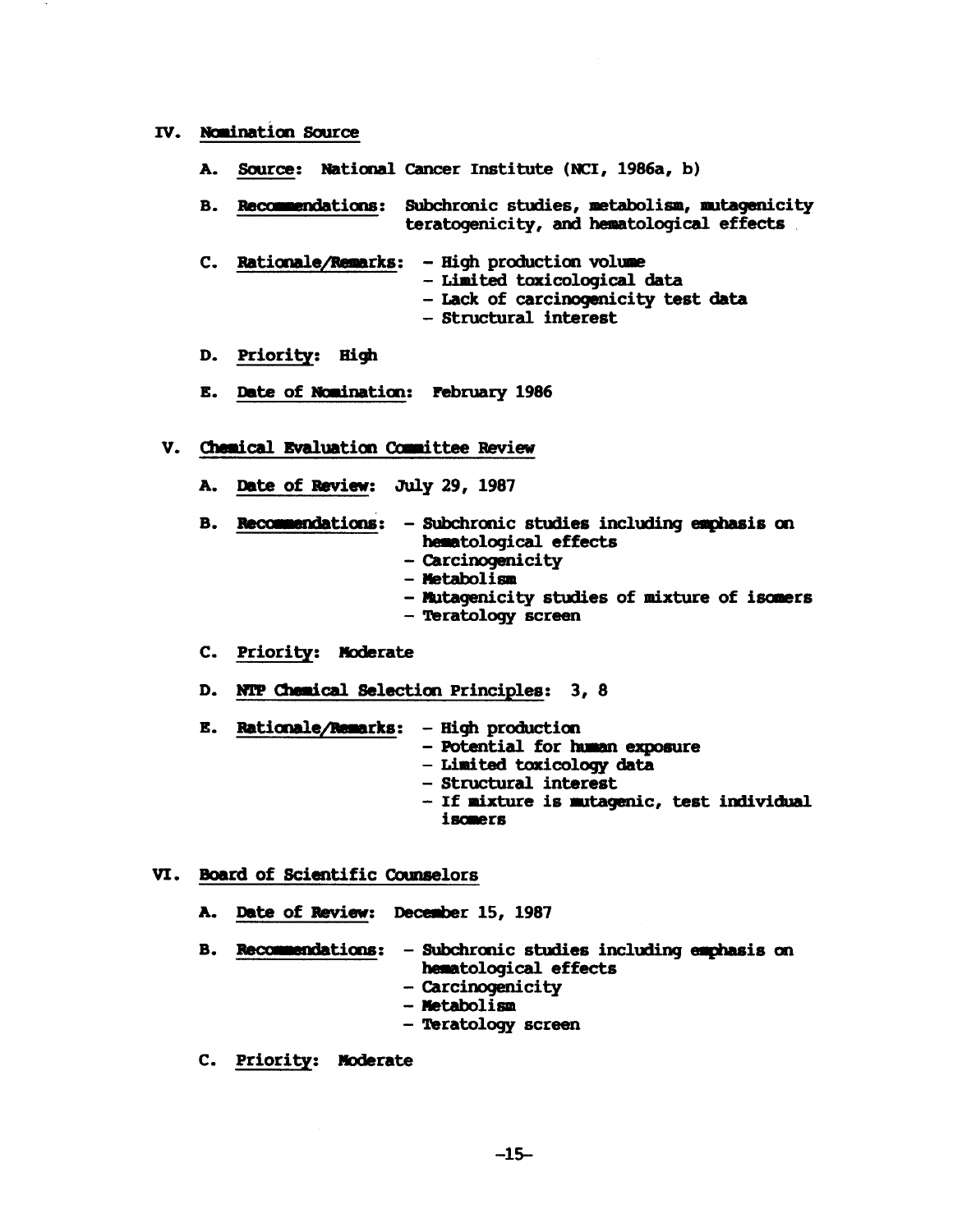## IV. Nomination Source

A. Source: National Cancer Institute (NCI, 1986a, b)

B. Recommendations: Subchronic studies, metabolism, mutagenicity teratogenicity, and hematological effects

C. Rationale/Remarks:
- High production volume
- Limited toxicological data
- Lack of carcinogenicity test data
- Structural interest

D. Priority: High

E. Date of Nomination: February 1986

## V. Chemical Evaluation Committee Review

A. Date of Review: July 29, 1987

B. Recommendations:
- Subchronic studies including emphasis on hematological effects
- Carcinogenicity
- Metabolism
- Mutagenicity studies of mixture of isomers
- Teratology screen

C. Priority: Moderate

D. NTP Chemical Selection Principles: 3, 8

E. Rationale/Remarks:
- High production
- Potential for human exposure
- Limited toxicology data
- Structural interest
- If mixture is mutagenic, test individual isomers

## VI. Board of Scientific Counselors

A. Date of Review: December 15, 1987

B. Recommendations:
- Subchronic studies including emphasis on hematological effects
- Carcinogenicity
- Metabolism
- Teratology screen

C. Priority: Moderate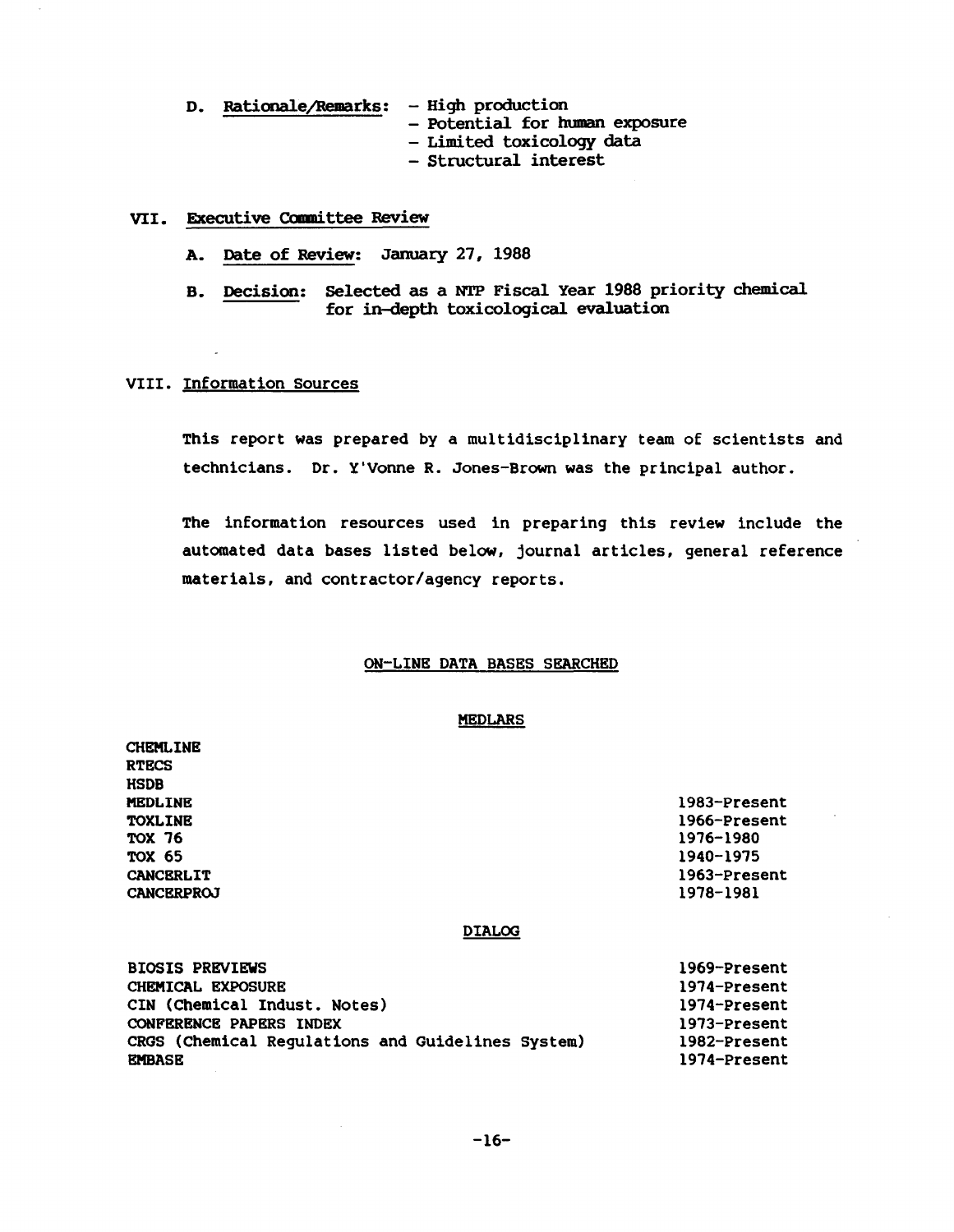D. Rationale/Remarks:
- High production
- Potential for human exposure
- Limited toxicology data
- Structural interest

## VII. Executive Committee Review

A. Date of Review: January 27, 1988

B. Decision: Selected as a NTP Fiscal Year 1988 priority chemical for in-depth toxicological evaluation

## VIII. Information Sources

This report was prepared by a multidisciplinary team of scientists and technicians. Dr. Y'Vonne R. Jones-Brown was the principal author.

The information resources used in preparing this review include the automated data bases listed below, journal articles, general reference materials, and contractor/agency reports.

### ON-LINE DATA BASES SEARCHED

#### MEDLARS

| | |
|---|---|
| CHEMLINE | |
| RTECS | |
| HSDB | |
| MEDLINE | 1983-Present |
| TOXLINE | 1966-Present |
| TOX 76 | 1976-1980 |
| TOX 65 | 1940-1975 |
| CANCERLIT | 1963-Present |
| CANCERPROJ | 1978-1981 |

#### DIALOG

| | |
|---|---|
| BIOSIS PREVIEWS | 1969-Present |
| CHEMICAL EXPOSURE | 1974-Present |
| CIN (Chemical Indust. Notes) | 1974-Present |
| CONFERENCE PAPERS INDEX | 1973-Present |
| CRGS (Chemical Regulations and Guidelines System) | 1982-Present |
| EMBASE | 1974-Present |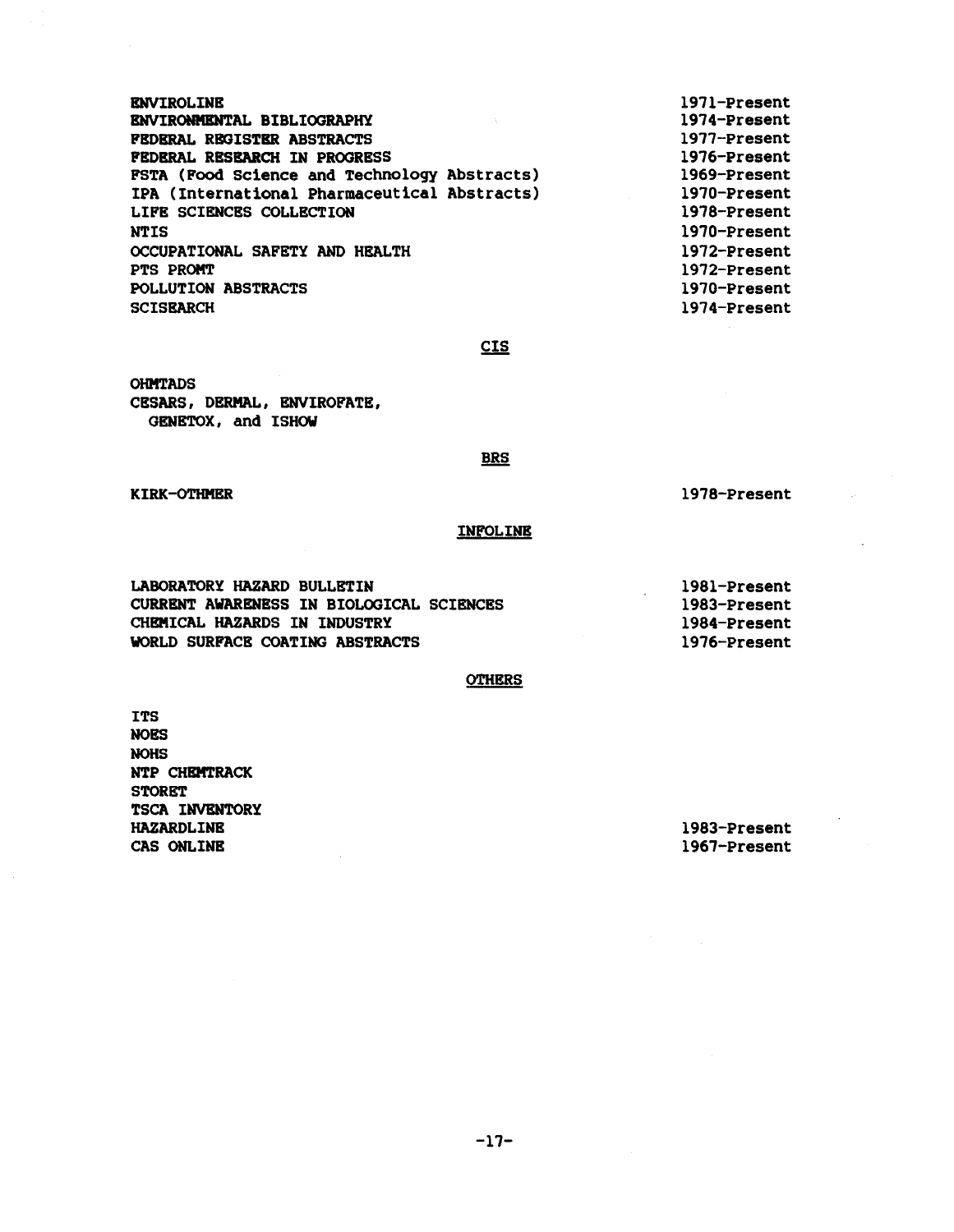| | |
|---|---|
| ENVIROLINE | 1971-Present |
| ENVIRONMENTAL BIBLIOGRAPHY | 1974-Present |
| FEDERAL REGISTER ABSTRACTS | 1977-Present |
| FEDERAL RESEARCH IN PROGRESS | 1976-Present |
| FSTA (Food Science and Technology Abstracts) | 1969-Present |
| IPA (International Pharmaceutical Abstracts) | 1970-Present |
| LIFE SCIENCES COLLECTION | 1978-Present |
| NTIS | 1970-Present |
| OCCUPATIONAL SAFETY AND HEALTH | 1972-Present |
| PTS PROMT | 1972-Present |
| POLLUTION ABSTRACTS | 1970-Present |
| SCISEARCH | 1974-Present |

## CIS

OHMTADS
CESARS, DERMAL, ENVIROFATE, GENETOX, and ISHOW

## BRS

| | |
|---|---|
| KIRK-OTHMER | 1978-Present |

## INFOLINE

| | |
|---|---|
| LABORATORY HAZARD BULLETIN | 1981-Present |
| CURRENT AWARENESS IN BIOLOGICAL SCIENCES | 1983-Present |
| CHEMICAL HAZARDS IN INDUSTRY | 1984-Present |
| WORLD SURFACE COATING ABSTRACTS | 1976-Present |

## OTHERS

| | |
|---|---|
| ITS | |
| NOES | |
| NOHS | |
| NTP CHEMTRACK | |
| STORET | |
| TSCA INVENTORY | |
| HAZARDLINE | 1983-Present |
| CAS ONLINE | 1967-Present |